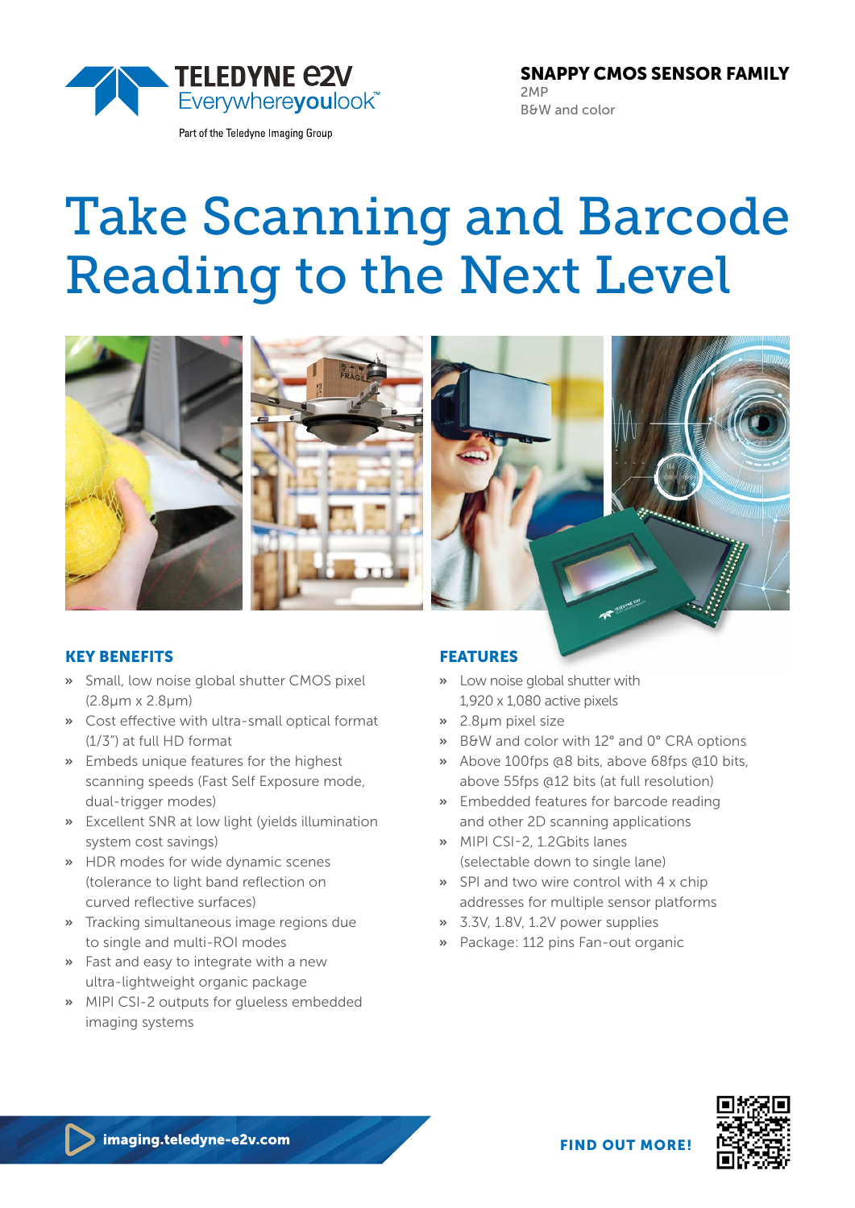TELEDYNE e2V
Everywhereyoulook™
Part of the Teledyne Imaging Group

**SNAPPY CMOS SENSOR FAMILY**
2MP
B&W and color

# Take Scanning and Barcode Reading to the Next Level

## KEY BENEFITS

- Small, low noise global shutter CMOS pixel (2.8µm x 2.8µm)
- Cost effective with ultra-small optical format (1/3") at full HD format
- Embeds unique features for the highest scanning speeds (Fast Self Exposure mode, dual-trigger modes)
- Excellent SNR at low light (yields illumination system cost savings)
- HDR modes for wide dynamic scenes (tolerance to light band reflection on curved reflective surfaces)
- Tracking simultaneous image regions due to single and multi-ROI modes
- Fast and easy to integrate with a new ultra-lightweight organic package
- MIPI CSI-2 outputs for glueless embedded imaging systems

## FEATURES

- Low noise global shutter with 1,920 x 1,080 active pixels
- 2.8µm pixel size
- B&W and color with 12° and 0° CRA options
- Above 100fps @8 bits, above 68fps @10 bits, above 55fps @12 bits (at full resolution)
- Embedded features for barcode reading and other 2D scanning applications
- MIPI CSI-2, 1.2Gbits lanes (selectable down to single lane)
- SPI and two wire control with 4 x chip addresses for multiple sensor platforms
- 3.3V, 1.8V, 1.2V power supplies
- Package: 112 pins Fan-out organic

imaging.teledyne-e2v.com

**FIND OUT MORE!**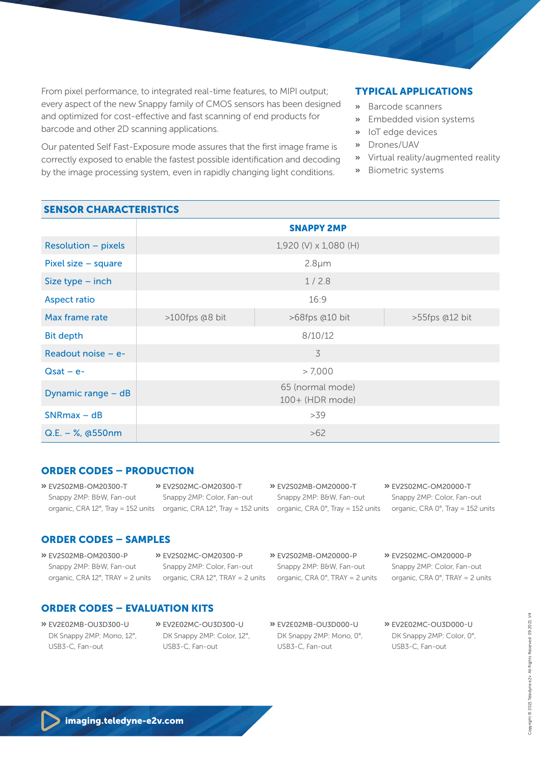From pixel performance, to integrated real-time features, to MIPI output; every aspect of the new Snappy family of CMOS sensors has been designed and optimized for cost-effective and fast scanning of end products for barcode and other 2D scanning applications.

Our patented Self Fast-Exposure mode assures that the first image frame is correctly exposed to enable the fastest possible identification and decoding by the image processing system, even in rapidly changing light conditions.

## TYPICAL APPLICATIONS

- Barcode scanners
- Embedded vision systems
- IoT edge devices
- Drones/UAV
- Virtual reality/augmented reality
- Biometric systems

## SENSOR CHARACTERISTICS

| | SNAPPY 2MP | | |
|---|---|---|---|
| Resolution – pixels | 1,920 (V) x 1,080 (H) | | |
| Pixel size – square | 2.8µm | | |
| Size type – inch | 1 / 2.8 | | |
| Aspect ratio | 16:9 | | |
| Max frame rate | >100fps @8 bit | >68fps @10 bit | >55fps @12 bit |
| Bit depth | 8/10/12 | | |
| Readout noise – e- | 3 | | |
| Qsat – e- | > 7,000 | | |
| Dynamic range – dB | 65 (normal mode)<br>100+ (HDR mode) | | |
| SNRmax – dB | >39 | | |
| Q.E. – %, @550nm | >62 | | |

## ORDER CODES – PRODUCTION

- EV2S02MB-OM20300-T
  Snappy 2MP: B&W, Fan-out organic, CRA 12°, Tray = 152 units
- EV2S02MC-OM20300-T
  Snappy 2MP: Color, Fan-out organic, CRA 12°, Tray = 152 units
- EV2S02MB-OM20000-T
  Snappy 2MP: B&W, Fan-out organic, CRA 0°, Tray = 152 units
- EV2S02MC-OM20000-T
  Snappy 2MP: Color, Fan-out organic, CRA 0°, Tray = 152 units

## ORDER CODES – SAMPLES

- EV2S02MB-OM20300-P
  Snappy 2MP: B&W, Fan-out organic, CRA 12°, TRAY = 2 units
- EV2S02MC-OM20300-P
  Snappy 2MP: Color, Fan-out organic, CRA 12°, TRAY = 2 units
- EV2S02MB-OM20000-P
  Snappy 2MP: B&W, Fan-out organic, CRA 0°, TRAY = 2 units
- EV2S02MC-OM20000-P
  Snappy 2MP: Color, Fan-out organic, CRA 0°, TRAY = 2 units

## ORDER CODES – EVALUATION KITS

- EV2E02MB-OU3D300-U
  DK Snappy 2MP: Mono, 12°, USB3-C, Fan-out
- EV2E02MC-OU3D300-U
  DK Snappy 2MP: Color, 12°, USB3-C, Fan-out
- EV2E02MB-OU3D000-U
  DK Snappy 2MP: Mono, 0°, USB3-C, Fan-out
- EV2E02MC-OU3D000-U
  DK Snappy 2MP: Color, 0°, USB3-C, Fan-out

imaging.teledyne-e2v.com

Copyright © 2021 Teledyne e2v All Rights Reserved 09 2021 V4